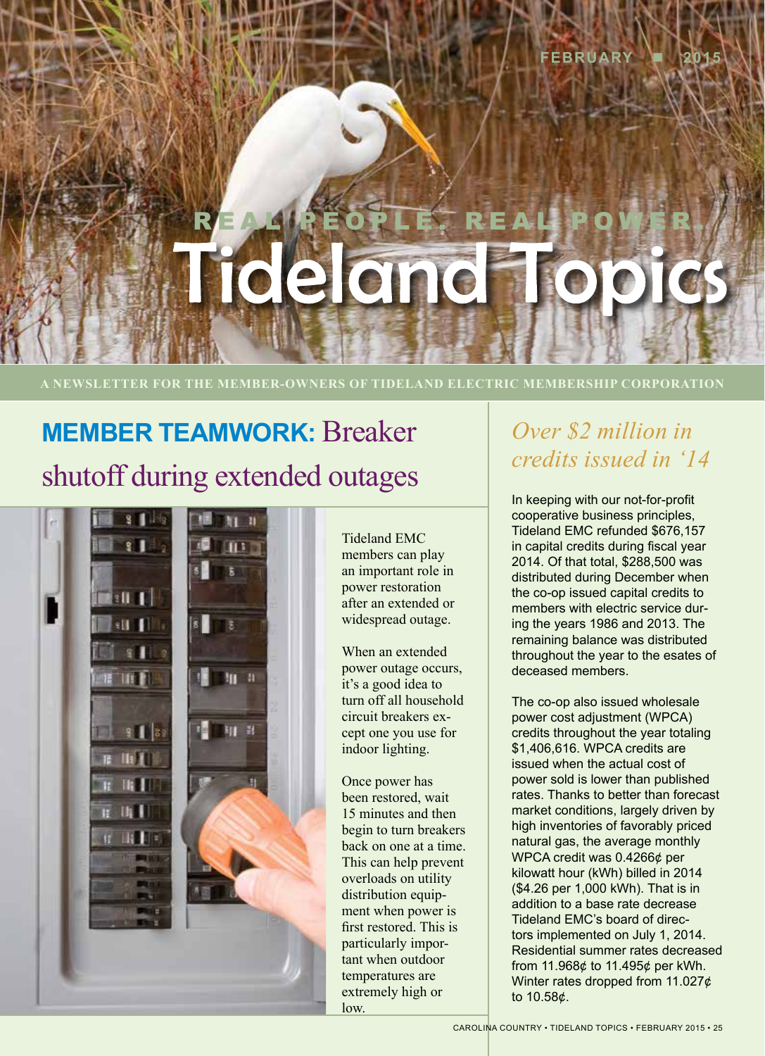FEBRUARY ■ 2015

REAL PEOPLE. REAL POWER.

# Tideland Topics

A NEWSLETTER FOR THE MEMBER-OWNERS OF TIDELAND ELECTRIC MEMBERSHIP CORPORATION

## MEMBER TEAMWORK: Breaker shutoff during extended outages

Tideland EMC members can play an important role in power restoration after an extended or widespread outage.

When an extended power outage occurs, it's a good idea to turn off all household circuit breakers except one you use for indoor lighting.

Once power has been restored, wait 15 minutes and then begin to turn breakers back on one at a time. This can help prevent overloads on utility distribution equipment when power is first restored. This is particularly important when outdoor temperatures are extremely high or low.

## *Over $2 million in credits issued in '14*

In keeping with our not-for-profit cooperative business principles, Tideland EMC refunded $676,157 in capital credits during fiscal year 2014. Of that total, $288,500 was distributed during December when the co-op issued capital credits to members with electric service during the years 1986 and 2013. The remaining balance was distributed throughout the year to the esates of deceased members.

The co-op also issued wholesale power cost adjustment (WPCA) credits throughout the year totaling $1,406,616. WPCA credits are issued when the actual cost of power sold is lower than published rates. Thanks to better than forecast market conditions, largely driven by high inventories of favorably priced natural gas, the average monthly WPCA credit was 0.4266¢ per kilowatt hour (kWh) billed in 2014 ($4.26 per 1,000 kWh). That is in addition to a base rate decrease Tideland EMC's board of directors implemented on July 1, 2014. Residential summer rates decreased from 11.968¢ to 11.495¢ per kWh. Winter rates dropped from 11.027¢ to 10.58¢.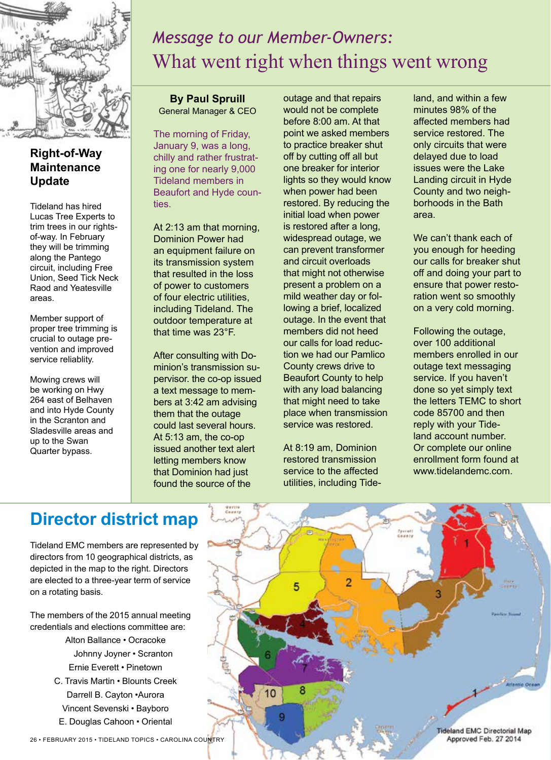## Right-of-Way Maintenance Update

Tideland has hired Lucas Tree Experts to trim trees in our rights-of-way. In February they will be trimming along the Pantego circuit, including Free Union, Seed Tick Neck Raod and Yeatesville areas.

Member support of proper tree trimming is crucial to outage prevention and improved service reliablity.

Mowing crews will be working on Hwy 264 east of Belhaven and into Hyde County in the Scranton and Sladesville areas and up to the Swan Quarter bypass.

# *Message to our Member-Owners:* What went right when things went wrong

**By Paul Spruill**
General Manager & CEO

The morning of Friday, January 9, was a long, chilly and rather frustrating one for nearly 9,000 Tideland members in Beaufort and Hyde counties.

At 2:13 am that morning, Dominion Power had an equipment failure on its transmission system that resulted in the loss of power to customers of four electric utilities, including Tideland. The outdoor temperature at that time was 23°F.

After consulting with Dominion's transmission supervisor. the co-op issued a text message to members at 3:42 am advising them that the outage could last several hours. At 5:13 am, the co-op issued another text alert letting members know that Dominion had just found the source of the outage and that repairs would not be complete before 8:00 am. At that point we asked members to practice breaker shut off by cutting off all but one breaker for interior lights so they would know when power had been restored. By reducing the initial load when power is restored after a long, widespread outage, we can prevent transformer and circuit overloads that might not otherwise present a problem on a mild weather day or following a brief, localized outage. In the event that members did not heed our calls for load reduction we had our Pamlico County crews drive to Beaufort County to help with any load balancing that might need to take place when transmission service was restored.

At 8:19 am, Dominion restored transmission service to the affected utilities, including Tideland, and within a few minutes 98% of the affected members had service restored. The only circuits that were delayed due to load issues were the Lake Landing circuit in Hyde County and two neighborhoods in the Bath area.

We can't thank each of you enough for heeding our calls for breaker shut off and doing your part to ensure that power restoration went so smoothly on a very cold morning.

Following the outage, over 100 additional members enrolled in our outage text messaging service. If you haven't done so yet simply text the letters TEMC to short code 85700 and then reply with your Tideland account number. Or complete our online enrollment form found at www.tidelandemc.com.

## Director district map

Tideland EMC members are represented by directors from 10 geographical districts, as depicted in the map to the right. Directors are elected to a three-year term of service on a rotating basis.

The members of the 2015 annual meeting credentials and elections committee are:

Alton Ballance • Ocracoke
Johnny Joyner • Scranton
Ernie Everett • Pinetown
C. Travis Martin • Blounts Creek
Darrell B. Cayton •Aurora
Vincent Sevenski • Bayboro
E. Douglas Cahoon • Oriental

Tideland EMC Directorial Map
Approved Feb. 27 2014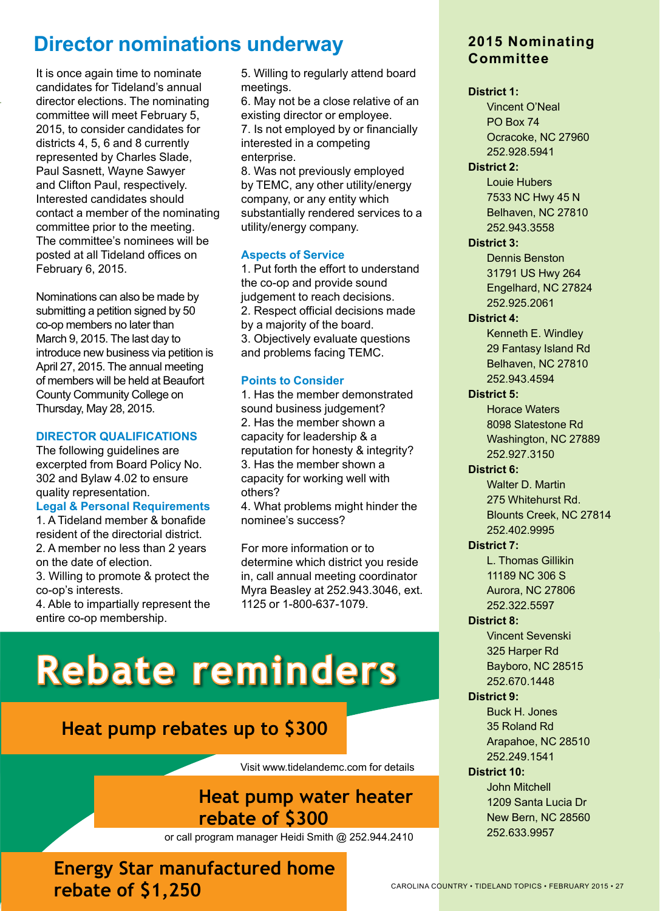## Director nominations underway

It is once again time to nominate candidates for Tideland's annual director elections. The nominating committee will meet February 5, 2015, to consider candidates for districts 4, 5, 6 and 8 currently represented by Charles Slade, Paul Sasnett, Wayne Sawyer and Clifton Paul, respectively. Interested candidates should contact a member of the nominating committee prior to the meeting. The committee's nominees will be posted at all Tideland offices on February 6, 2015.

Nominations can also be made by submitting a petition signed by 50 co-op members no later than March 9, 2015. The last day to introduce new business via petition is April 27, 2015. The annual meeting of members will be held at Beaufort County Community College on Thursday, May 28, 2015.

### DIRECTOR QUALIFICATIONS

The following guidelines are excerpted from Board Policy No. 302 and Bylaw 4.02 to ensure quality representation.

#### Legal & Personal Requirements

1. A Tideland member & bonafide resident of the directorial district.
2. A member no less than 2 years on the date of election.
3. Willing to promote & protect the co-op's interests.
4. Able to impartially represent the entire co-op membership.
5. Willing to regularly attend board meetings.
6. May not be a close relative of an existing director or employee.
7. Is not employed by or financially interested in a competing enterprise.
8. Was not previously employed by TEMC, any other utility/energy company, or any entity which substantially rendered services to a utility/energy company.

#### Aspects of Service

1. Put forth the effort to understand the co-op and provide sound judgement to reach decisions.
2. Respect official decisions made by a majority of the board.
3. Objectively evaluate questions and problems facing TEMC.

#### Points to Consider

1. Has the member demonstrated sound business judgement?
2. Has the member shown a capacity for leadership & a reputation for honesty & integrity?
3. Has the member shown a capacity for working well with others?
4. What problems might hinder the nominee's success?

For more information or to determine which district you reside in, call annual meeting coordinator Myra Beasley at 252.943.3046, ext. 1125 or 1-800-637-1079.

## 2015 Nominating Committee

**District 1:**
Vincent O'Neal
PO Box 74
Ocracoke, NC 27960
252.928.5941

**District 2:**
Louie Hubers
7533 NC Hwy 45 N
Belhaven, NC 27810
252.943.3558

**District 3:**
Dennis Benston
31791 US Hwy 264
Engelhard, NC 27824
252.925.2061

**District 4:**
Kenneth E. Windley
29 Fantasy Island Rd
Belhaven, NC 27810
252.943.4594

**District 5:**
Horace Waters
8098 Slatestone Rd
Washington, NC 27889
252.927.3150

**District 6:**
Walter D. Martin
275 Whitehurst Rd.
Blounts Creek, NC 27814
252.402.9995

**District 7:**
L. Thomas Gillikin
11189 NC 306 S
Aurora, NC 27806
252.322.5597

**District 8:**
Vincent Sevenski
325 Harper Rd
Bayboro, NC 28515
252.670.1448

**District 9:**
Buck H. Jones
35 Roland Rd
Arapahoe, NC 28510
252.249.1541

**District 10:**
John Mitchell
1209 Santa Lucia Dr
New Bern, NC 28560
252.633.9957

# Rebate reminders

**Heat pump rebates up to $300**

Visit www.tidelandemc.com for details

**Heat pump water heater rebate of $300**

or call program manager Heidi Smith @ 252.944.2410

**Energy Star manufactured home rebate of $1,250**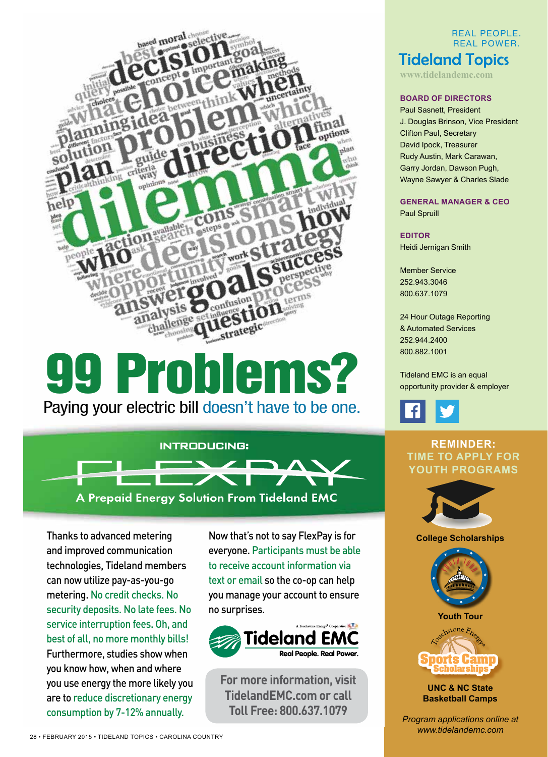# 99 Problems?

Paying your electric bill doesn't have to be one.

INTRODUCING:

## FLEXPAY

**A Prepaid Energy Solution From Tideland EMC**

Thanks to advanced metering and improved communication technologies, Tideland members can now utilize pay-as-you-go metering. No credit checks. No security deposits. No late fees. No service interruption fees. Oh, and best of all, no more monthly bills! Furthermore, studies show when you know how, when and where you use energy the more likely you are to reduce discretionary energy consumption by 7-12% annually.

Now that's not to say FlexPay is for everyone. Participants must be able to receive account information via text or email so the co-op can help you manage your account to ensure no surprises.

A Touchstone Energy® Cooperative

Tideland EMC

Real People. Real Power.

**For more information, visit TidelandEMC.com or call Toll Free: 800.637.1079**

REAL PEOPLE.
REAL POWER.

## Tideland Topics

www.tidelandemc.com

**BOARD OF DIRECTORS**

Paul Sasnett, President
J. Douglas Brinson, Vice President
Clifton Paul, Secretary
David Ipock, Treasurer
Rudy Austin, Mark Carawan,
Garry Jordan, Dawson Pugh,
Wayne Sawyer & Charles Slade

**GENERAL MANAGER & CEO**

Paul Spruill

**EDITOR**

Heidi Jernigan Smith

Member Service
252.943.3046
800.637.1079

24 Hour Outage Reporting
& Automated Services
252.944.2400
800.882.1001

Tideland EMC is an equal opportunity provider & employer

**REMINDER:**
**TIME TO APPLY FOR YOUTH PROGRAMS**

**College Scholarships**

**Youth Tour**

Touchstone Energy® Sports Camp Scholarships

**UNC & NC State Basketball Camps**

*Program applications online at www.tidelandemc.com*